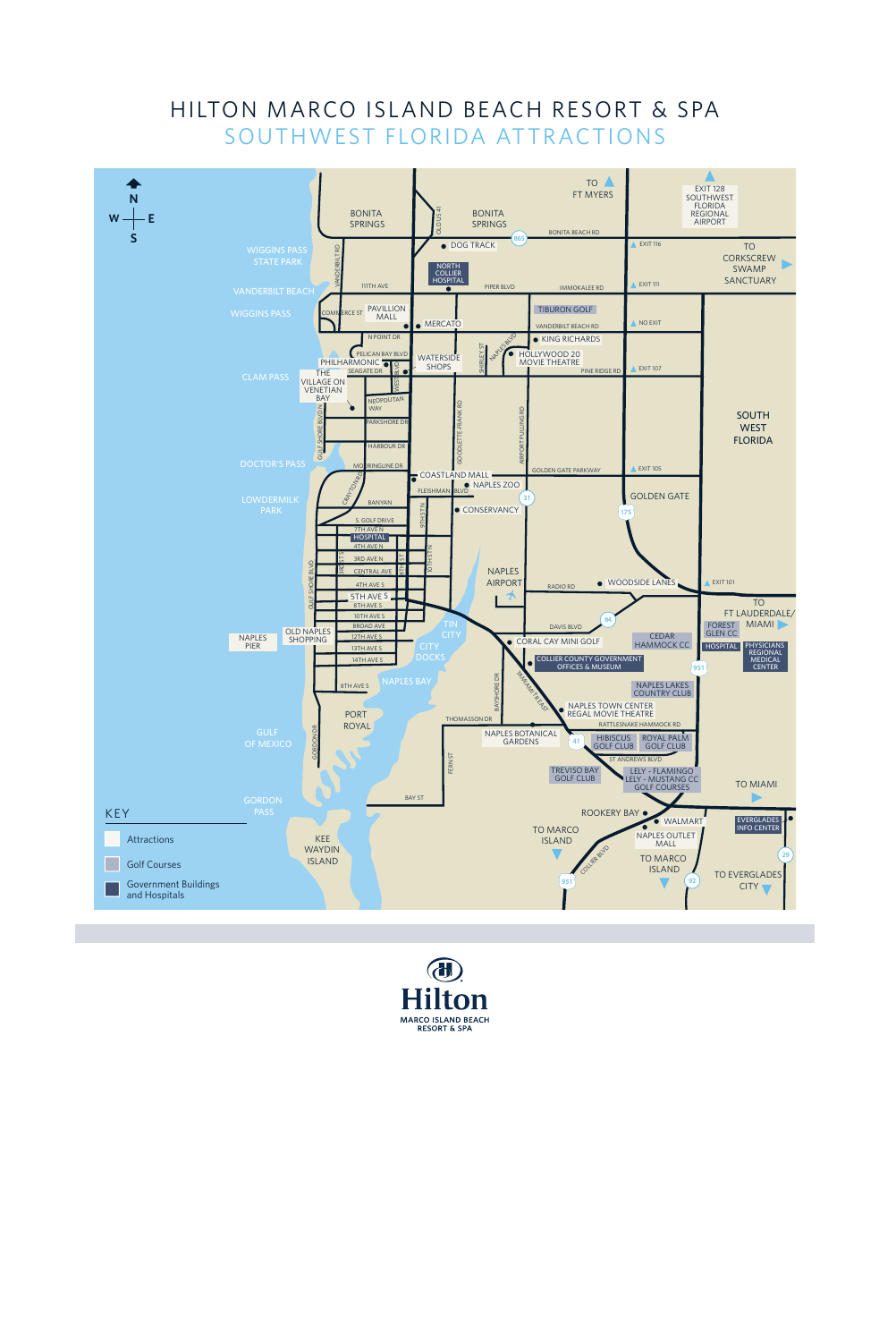# HILTON MARCO ISLAND BEACH RESORT & SPA

## SOUTHWEST FLORIDA ATTRACTIONS

N
W E
S

TO FT MYERS

EXIT 128 SOUTHWEST FLORIDA REGIONAL AIRPORT

BONITA SPRINGS

BONITA SPRINGS

BONITA BEACH RD

DOG TRACK

EXIT 116

TO CORKSCREW SWAMP SANCTUARY

WIGGINS PASS STATE PARK

NORTH COLLIER HOSPITAL

VANDERBILT BEACH

11TH AVE

PIPER BLVD

IMMOKALEE RD

EXIT 111

WIGGINS PASS

PAVILLION MALL

TIBURON GOLF

COMMERCE ST

MERCATO

VANDERBILT BEACH RD

NO EXIT

N POINT DR

KING RICHARDS

PELICAN BAY BLVD

PHILHARMONIC

WATERSIDE SHOPS

HOLLYWOOD 20 MOVIE THEATRE

SEAGATE DR

PINE RIDGE RD

EXIT 107

CLAM PASS

THE VILLAGE ON VENETIAN BAY

NEOPOLITAN WAY

PARKSHORE DR

SOUTH WEST FLORIDA

HARBOUR DR

DOCTOR'S PASS

MOORINGLINE DR

COASTLAND MALL

GOLDEN GATE PARKWAY

EXIT 105

FLEISHMAN BLVD

NAPLES ZOO

LOWDERMILK PARK

BANYAN

CONSERVANCY

GOLDEN GATE

S. GOLF DRIVE

7TH AVE N

HOSPITAL

4TH AVE N

3RD AVE N

CENTRAL AVE

NAPLES AIRPORT

4TH AVE S

RADIO RD

WOODSIDE LANES

EXIT 101

5TH AVE S

8TH AVE S

TO FT LAUDERDALE/ MIAMI

10TH AVE S

BROAD AVE

DAVIS BLVD

FOREST GLEN CC

NAPLES PIER

OLD NAPLES SHOPPING

12TH AVE S

TIN CITY

CORAL CAY MINI GOLF

CEDAR HAMMOCK CC

HOSPITAL

PHYSICIANS REGIONAL MEDICAL CENTER

13TH AVE S

CITY DOCKS

14TH AVE S

COLLIER COUNTY GOVERNMENT OFFICES & MUSEUM

NAPLES BAY

8TH AVE S

NAPLES LAKES COUNTRY CLUB

NAPLES TOWN CENTER REGAL MOVIE THEATRE

PORT ROYAL

THOMASSON DR

RATTLESNAKE HAMMOCK RD

NAPLES BOTANICAL GARDENS

HIBISCUS GOLF CLUB

ROYAL PALM GOLF CLUB

GULF OF MEXICO

ST ANDREWS BLVD

TREVISO BAY GOLF CLUB

LELY - FLAMINGO LELY - MUSTANG CC GOLF COURSES

TO MIAMI

GORDON PASS

BAY ST

ROOKERY BAY

WALMART

EVERGLADES INFO CENTER

KEE WAYDIN ISLAND

TO MARCO ISLAND

NAPLES OUTLET MALL

TO MARCO ISLAND

TO EVERGLADES CITY

**KEY**

- Attractions
- Golf Courses
- Government Buildings and Hospitals

Hilton
MARCO ISLAND BEACH RESORT & SPA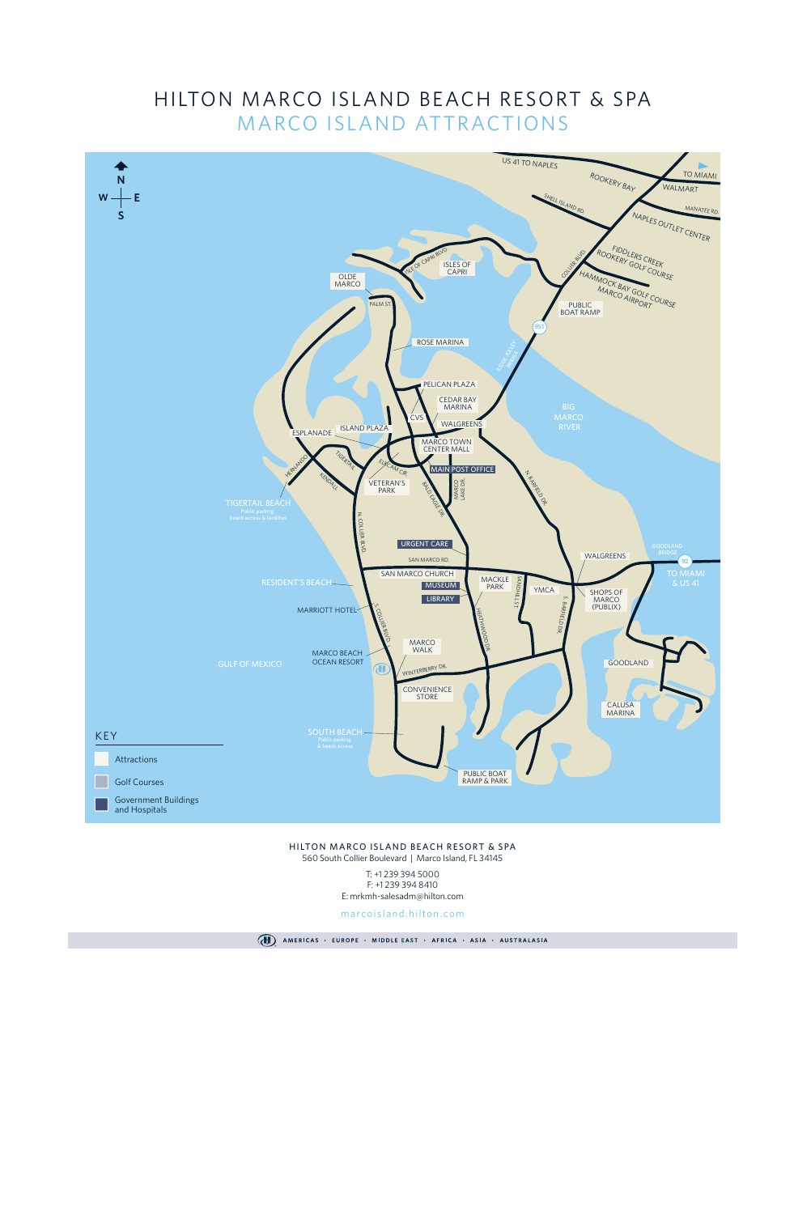# HILTON MARCO ISLAND BEACH RESORT & SPA

## MARCO ISLAND ATTRACTIONS

N
W E
S

US 41 TO NAPLES
ROOKERY BAY
TO MIAMI
WALMART
SHELL ISLAND RD.
MANATEE RD.
NAPLES OUTLET CENTER
FIDDLERS CREEK
ROOKERY GOLF COURSE
HAMMOCK BAY GOLF COURSE
MARCO AIRPORT
COLLIER BLVD.
PUBLIC BOAT RAMP
951
ISLE OF CAPRI BLVD.
ISLES OF CAPRI
OLDE MARCO
PALM ST.
ROSE MARINA
JUDGE JOLLEY BRIDGE
PELICAN PLAZA
CEDAR BAY MARINA
CVS
WALGREENS
BIG MARCO RIVER
ESPLANADE
ISLAND PLAZA
MARCO TOWN CENTER MALL
MAIN POST OFFICE
HERNANDO
TIGERTAIL
KENDALL
ELKCAM CIR.
VETERAN'S PARK
BALD EAGLE DR.
MARCO LAKE DR.
N. BARFIELD DR.
TIGERTAIL BEACH
Public parking
beach access & facilities
N. COLLIER BLVD.
URGENT CARE
SAN MARCO RD.
GOODLAND BRIDGE
92
WALGREENS
TO MIAMI & US 41
SAN MARCO CHURCH
RESIDENT'S BEACH
MUSEUM
MACKLE PARK
YMCA
SANDHILL ST.
SHOPS OF MARCO (PUBLIX)
LIBRARY
MARRIOTT HOTEL
S. COLLIER BLVD.
HEATHWOOD DR.
S. BARFIELD DR.
MARCO WALK
MARCO BEACH OCEAN RESORT
GULF OF MEXICO
WINTERBERRY DR.
GOODLAND
CONVENIENCE STORE
CALUSA MARINA
SOUTH BEACH
Public parking
& beach access
PUBLIC BOAT RAMP & PARK

KEY

- Attractions
- Golf Courses
- Government Buildings and Hospitals

HILTON MARCO ISLAND BEACH RESORT & SPA
560 South Collier Boulevard | Marco Island, FL 34145

T: +1 239 394 5000
F: +1 239 394 8410
E: mrkmh-salesadm@hilton.com

marcoisland.hilton.com

AMERICAS · EUROPE · MIDDLE EAST · AFRICA · ASIA · AUSTRALASIA